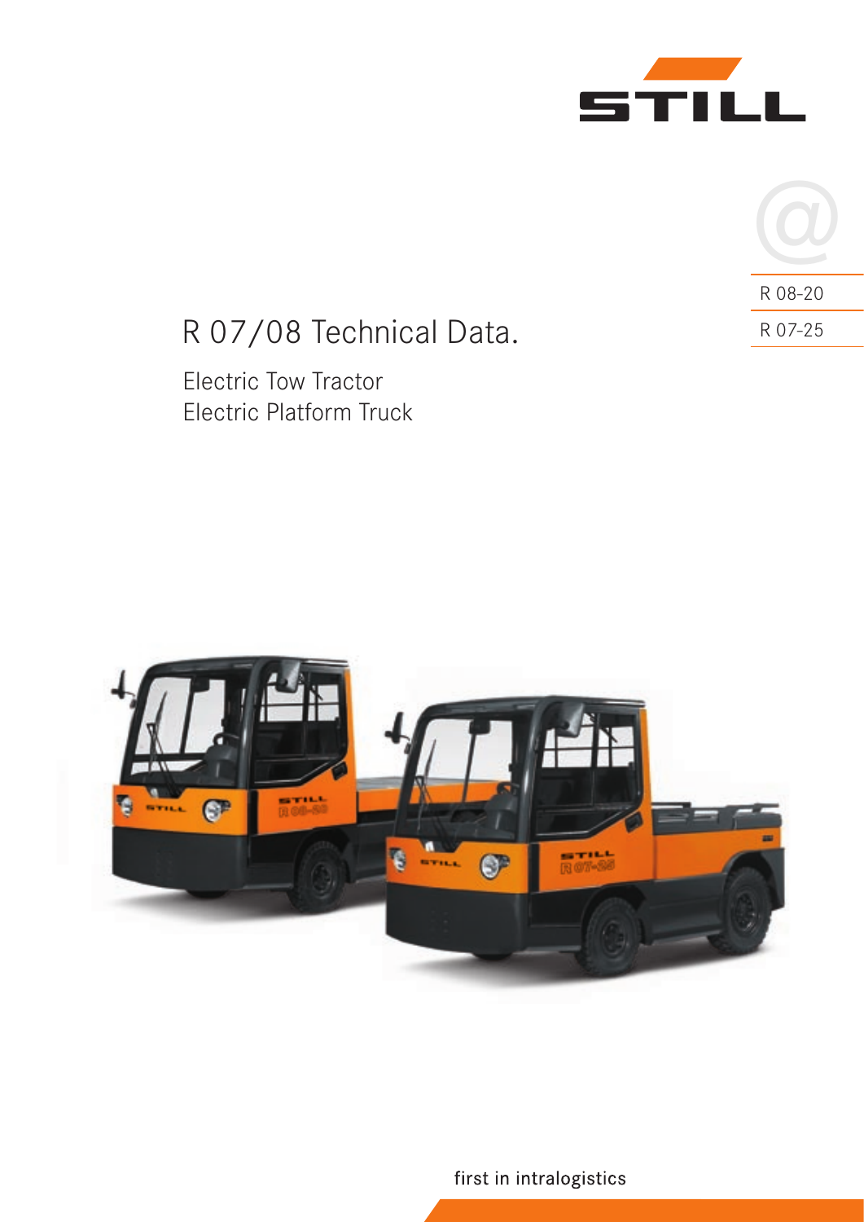STILL

R 08-20

R 07-25

# R 07/08 Technical Data.

Electric Tow Tractor
Electric Platform Truck

first in intralogistics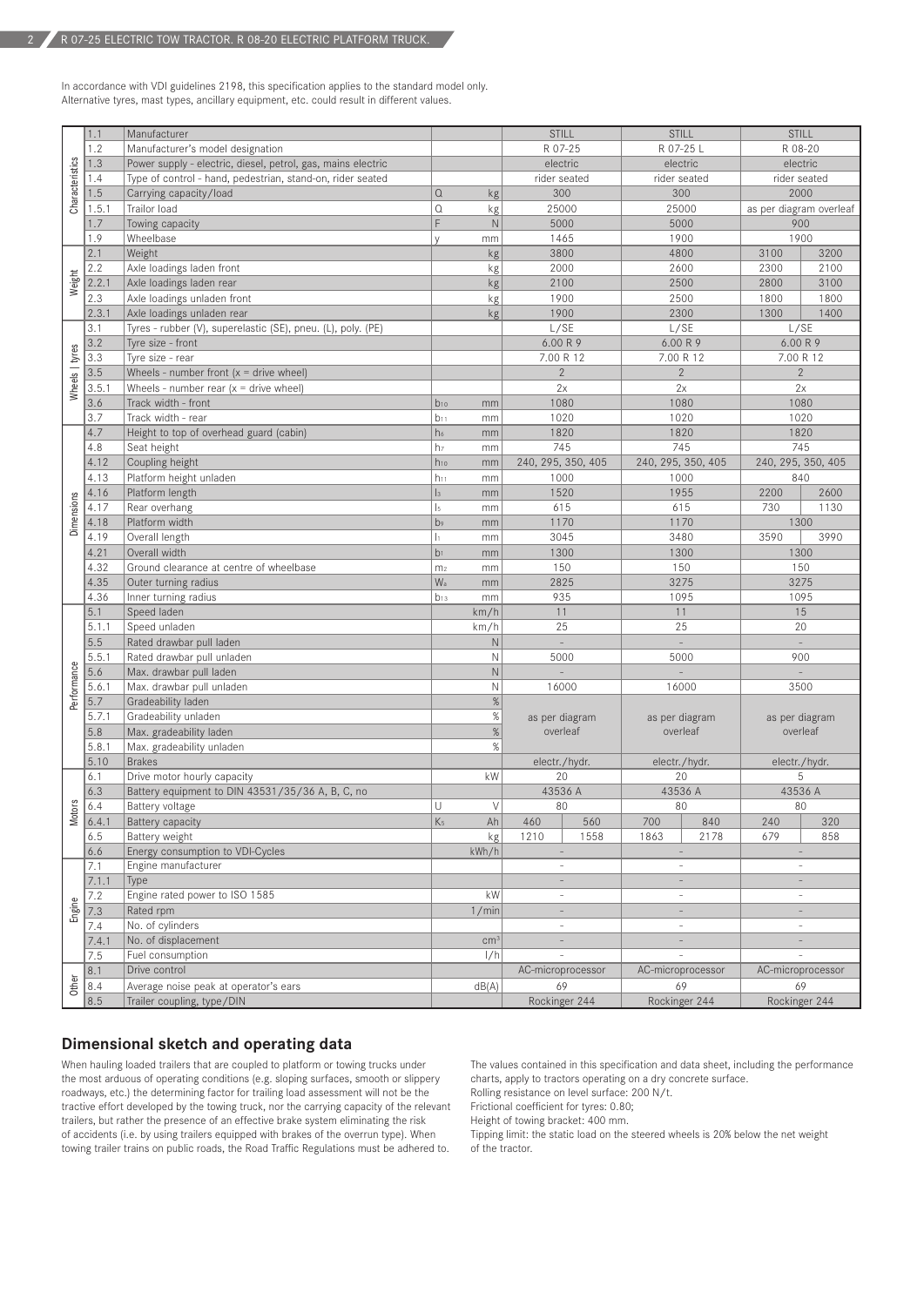In accordance with VDI guidelines 2198, this specification applies to the standard model only. Alternative tyres, mast types, ancillary equipment, etc. could result in different values.

| | | | | | | | | | | |
|---|---|---|---|---|---|---|---|---|---|---|
| Characteristics | 1.1 | Manufacturer | | | STILL | | STILL | | STILL | |
| | 1.2 | Manufacturer's model designation | | | R 07-25 | | R 07-25 L | | R 08-20 | |
| | 1.3 | Power supply - electric, diesel, petrol, gas, mains electric | | | electric | | electric | | electric | |
| | 1.4 | Type of control - hand, pedestrian, stand-on, rider seated | | | rider seated | | rider seated | | rider seated | |
| | 1.5 | Carrying capacity/load | Q | kg | 300 | | 300 | | 2000 | |
| | 1.5.1 | Trailor load | Q | kg | 25000 | | 25000 | | as per diagram overleaf | |
| | 1.7 | Towing capacity | F | N | 5000 | | 5000 | | 900 | |
| | 1.9 | Wheelbase | y | mm | 1465 | | 1900 | | 1900 | |
| Weight | 2.1 | Weight | | kg | 3800 | | 4800 | | 3100 | 3200 |
| | 2.2 | Axle loadings laden front | | kg | 2000 | | 2600 | | 2300 | 2100 |
| | 2.2.1 | Axle loadings laden rear | | kg | 2100 | | 2500 | | 2800 | 3100 |
| | 2.3 | Axle loadings unladen front | | kg | 1900 | | 2500 | | 1800 | 1800 |
| | 2.3.1 | Axle loadings unladen rear | | kg | 1900 | | 2300 | | 1300 | 1400 |
| Wheels / tyres | 3.1 | Tyres - rubber (V), superelastic (SE), pneu. (L), poly. (PE) | | | L/SE | | L/SE | | L/SE | |
| | 3.2 | Tyre size - front | | | 6.00 R 9 | | 6.00 R 9 | | 6.00 R 9 | |
| | 3.3 | Tyre size - rear | | | 7.00 R 12 | | 7.00 R 12 | | 7.00 R 12 | |
| | 3.5 | Wheels - number front (x = drive wheel) | | | 2 | | 2 | | 2 | |
| | 3.5.1 | Wheels - number rear (x = drive wheel) | | | 2x | | 2x | | 2x | |
| | 3.6 | Track width - front | $b_{10}$ | mm | 1080 | | 1080 | | 1080 | |
| | 3.7 | Track width - rear | $b_{11}$ | mm | 1020 | | 1020 | | 1020 | |
| Dimensions | 4.7 | Height to top of overhead guard (cabin) | $h_6$ | mm | 1820 | | 1820 | | 1820 | |
| | 4.8 | Seat height | $h_7$ | mm | 745 | | 745 | | 745 | |
| | 4.12 | Coupling height | $h_{10}$ | mm | 240, 295, 350, 405 | | 240, 295, 350, 405 | | 240, 295, 350, 405 | |
| | 4.13 | Platform height unladen | $h_{11}$ | mm | 1000 | | 1000 | | 840 | |
| | 4.16 | Platform length | $l_3$ | mm | 1520 | | 1955 | | 2200 | 2600 |
| | 4.17 | Rear overhang | $l_5$ | mm | 615 | | 615 | | 730 | 1130 |
| | 4.18 | Platform width | $b_9$ | mm | 1170 | | 1170 | | 1300 | |
| | 4.19 | Overall length | $l_1$ | mm | 3045 | | 3480 | | 3590 | 3990 |
| | 4.21 | Overall width | $b_1$ | mm | 1300 | | 1300 | | 1300 | |
| | 4.32 | Ground clearance at centre of wheelbase | $m_2$ | mm | 150 | | 150 | | 150 | |
| | 4.35 | Outer turning radius | $W_a$ | mm | 2825 | | 3275 | | 3275 | |
| | 4.36 | Inner turning radius | $b_{13}$ | mm | 935 | | 1095 | | 1095 | |
| Performance | 5.1 | Speed laden | | km/h | 11 | | 11 | | 15 | |
| | 5.1.1 | Speed unladen | | km/h | 25 | | 25 | | 20 | |
| | 5.5 | Rated drawbar pull laden | | N | - | | - | | - | |
| | 5.5.1 | Rated drawbar pull unladen | | N | 5000 | | 5000 | | 900 | |
| | 5.6 | Max. drawbar pull laden | | N | - | | - | | - | |
| | 5.6.1 | Max. drawbar pull unladen | | N | 16000 | | 16000 | | 3500 | |
| | 5.7 | Gradeability laden | | % | as per diagram overleaf | | as per diagram overleaf | | as per diagram overleaf | |
| | 5.7.1 | Gradeability unladen | | % | | | | | | |
| | 5.8 | Max. gradeability laden | | % | | | | | | |
| | 5.8.1 | Max. gradeability unladen | | % | | | | | | |
| | 5.10 | Brakes | | | electr./hydr. | | electr./hydr. | | electr./hydr. | |
| Motors | 6.1 | Drive motor hourly capacity | | kW | 20 | | 20 | | 5 | |
| | 6.3 | Battery equipment to DIN 43531/35/36 A, B, C, no | | | 43536 A | | 43536 A | | 43536 A | |
| | 6.4 | Battery voltage | U | V | 80 | | 80 | | 80 | |
| | 6.4.1 | Battery capacity | $K_5$ | Ah | 460 | 560 | 700 | 840 | 240 | 320 |
| | 6.5 | Battery weight | | kg | 1210 | 1558 | 1863 | 2178 | 679 | 858 |
| | 6.6 | Energy consumption to VDI-Cycles | | kWh/h | - | | - | | - | |
| Engine | 7.1 | Engine manufacturer | | | - | | - | | - | |
| | 7.1.1 | Type | | | - | | - | | - | |
| | 7.2 | Engine rated power to ISO 1585 | | kW | - | | - | | - | |
| | 7.3 | Rated rpm | | 1/min | - | | - | | - | |
| | 7.4 | No. of cylinders | | | - | | - | | - | |
| | 7.4.1 | No. of displacement | | $cm^3$ | - | | - | | - | |
| | 7.5 | Fuel consumption | | l/h | - | | - | | - | |
| Other | 8.1 | Drive control | | | AC-microprocessor | | AC-microprocessor | | AC-microprocessor | |
| | 8.4 | Average noise peak at operator's ears | | dB(A) | 69 | | 69 | | 69 | |
| | 8.5 | Trailer coupling, type/DIN | | | Rockinger 244 | | Rockinger 244 | | Rockinger 244 | |

## Dimensional sketch and operating data

When hauling loaded trailers that are coupled to platform or towing trucks under the most arduous of operating conditions (e.g. sloping surfaces, smooth or slippery roadways, etc.) the determining factor for trailing load assessment will not be the tractive effort developed by the towing truck, nor the carrying capacity of the relevant trailers, but rather the presence of an effective brake system eliminating the risk of accidents (i.e. by using trailers equipped with brakes of the overrun type). When towing trailer trains on public roads, the Road Traffic Regulations must be adhered to.

The values contained in this specification and data sheet, including the performance charts, apply to tractors operating on a dry concrete surface.
Rolling resistance on level surface: 200 N/t.
Frictional coefficient for tyres: 0.80;
Height of towing bracket: 400 mm.
Tipping limit: the static load on the steered wheels is 20% below the net weight of the tractor.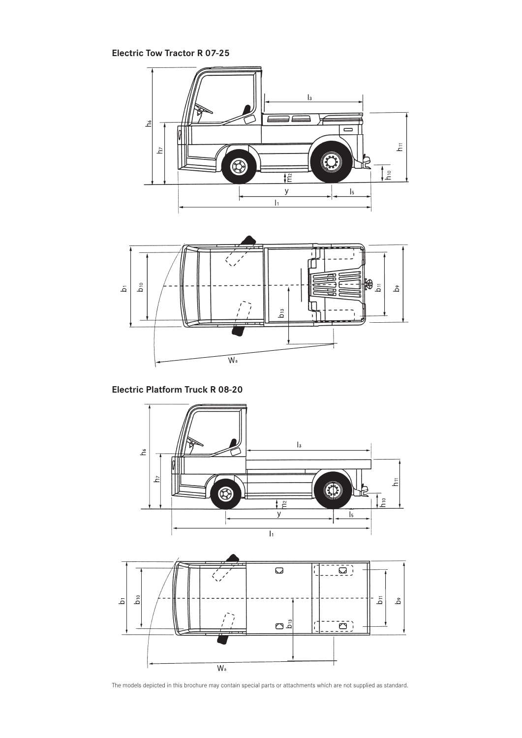### Electric Tow Tractor R 07-25

### Electric Platform Truck R 08-20

The models depicted in this brochure may contain special parts or attachments which are not supplied as standard.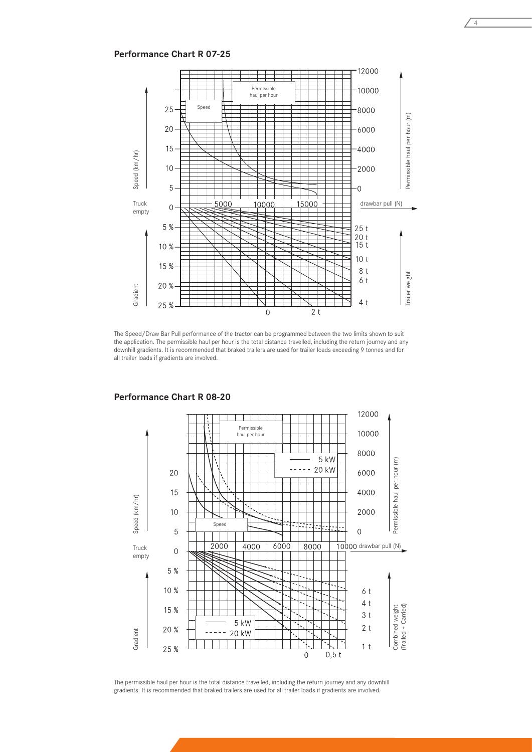## Performance Chart R 07-25

The Speed/Draw Bar Pull performance of the tractor can be programmed between the two limits shown to suit the application. The permissible haul per hour is the total distance travelled, including the return journey and any downhill gradients. It is recommended that braked trailers are used for trailer loads exceeding 9 tonnes and for all trailer loads if gradients are involved.

## Performance Chart R 08-20

The permissible haul per hour is the total distance travelled, including the return journey and any downhill gradients. It is recommended that braked trailers are used for all trailer loads if gradients are involved.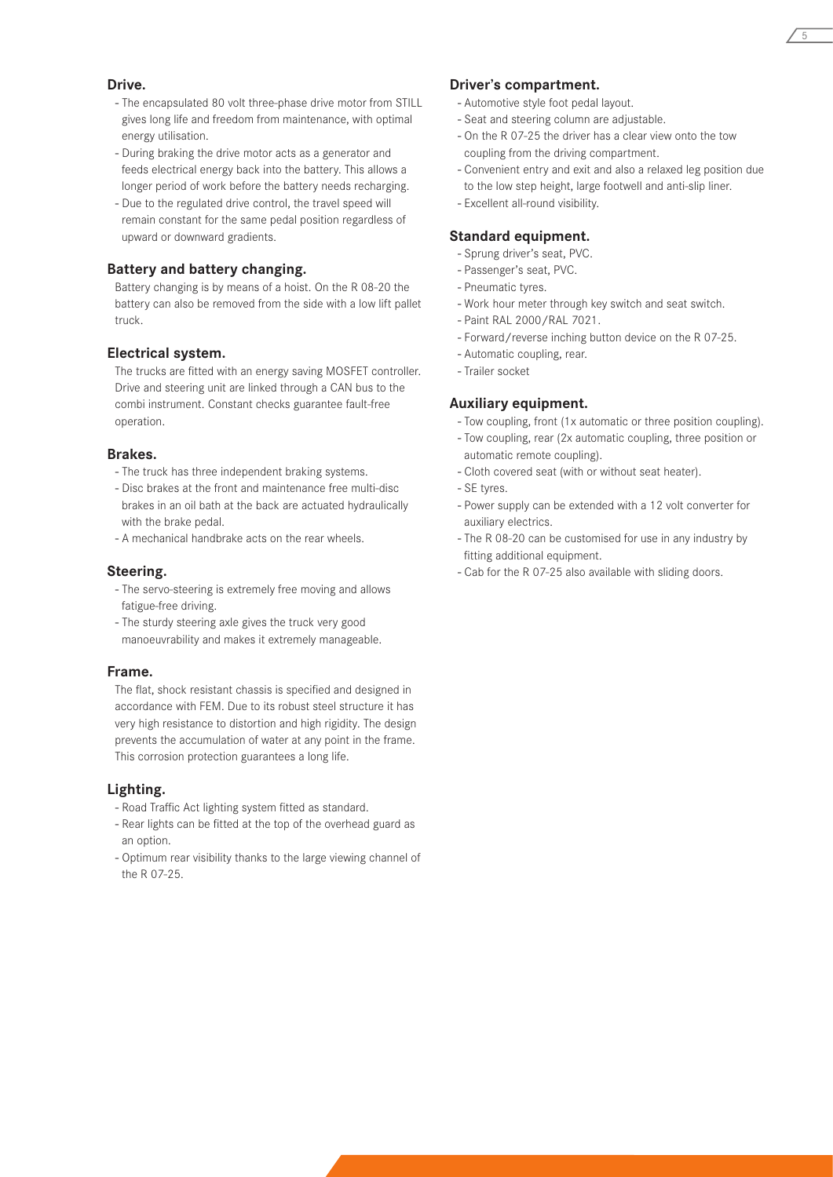## Drive.

- The encapsulated 80 volt three-phase drive motor from STILL gives long life and freedom from maintenance, with optimal energy utilisation.
- During braking the drive motor acts as a generator and feeds electrical energy back into the battery. This allows a longer period of work before the battery needs recharging.
- Due to the regulated drive control, the travel speed will remain constant for the same pedal position regardless of upward or downward gradients.

## Battery and battery changing.

Battery changing is by means of a hoist. On the R 08-20 the battery can also be removed from the side with a low lift pallet truck.

## Electrical system.

The trucks are fitted with an energy saving MOSFET controller. Drive and steering unit are linked through a CAN bus to the combi instrument. Constant checks guarantee fault-free operation.

## Brakes.

- The truck has three independent braking systems.
- Disc brakes at the front and maintenance free multi-disc brakes in an oil bath at the back are actuated hydraulically with the brake pedal.
- A mechanical handbrake acts on the rear wheels.

## Steering.

- The servo-steering is extremely free moving and allows fatigue-free driving.
- The sturdy steering axle gives the truck very good manoeuvrability and makes it extremely manageable.

## Frame.

The flat, shock resistant chassis is specified and designed in accordance with FEM. Due to its robust steel structure it has very high resistance to distortion and high rigidity. The design prevents the accumulation of water at any point in the frame. This corrosion protection guarantees a long life.

## Lighting.

- Road Traffic Act lighting system fitted as standard.
- Rear lights can be fitted at the top of the overhead guard as an option.
- Optimum rear visibility thanks to the large viewing channel of the R 07-25.

## Driver's compartment.

- Automotive style foot pedal layout.
- Seat and steering column are adjustable.
- On the R 07-25 the driver has a clear view onto the tow coupling from the driving compartment.
- Convenient entry and exit and also a relaxed leg position due to the low step height, large footwell and anti-slip liner.
- Excellent all-round visibility.

## Standard equipment.

- Sprung driver's seat, PVC.
- Passenger's seat, PVC.
- Pneumatic tyres.
- Work hour meter through key switch and seat switch.
- Paint RAL 2000/RAL 7021.
- Forward/reverse inching button device on the R 07-25.
- Automatic coupling, rear.
- Trailer socket

## Auxiliary equipment.

- Tow coupling, front (1x automatic or three position coupling).
- Tow coupling, rear (2x automatic coupling, three position or automatic remote coupling).
- Cloth covered seat (with or without seat heater).
- SE tyres.
- Power supply can be extended with a 12 volt converter for auxiliary electrics.
- The R 08-20 can be customised for use in any industry by fitting additional equipment.
- Cab for the R 07-25 also available with sliding doors.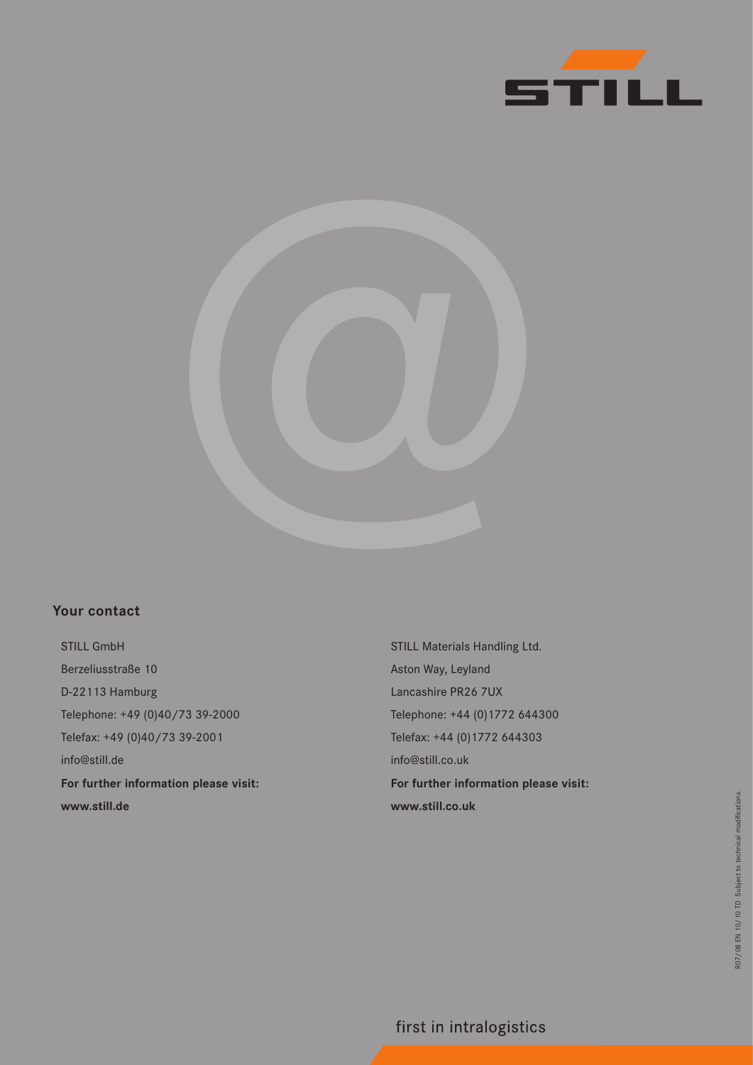STILL

## Your contact

STILL GmbH
Berzeliusstraße 10
D-22113 Hamburg
Telephone: +49 (0)40/73 39-2000
Telefax: +49 (0)40/73 39-2001
info@still.de
**For further information please visit:**
**www.still.de**

STILL Materials Handling Ltd.
Aston Way, Leyland
Lancashire PR26 7UX
Telephone: +44 (0)1772 644300
Telefax: +44 (0)1772 644303
info@still.co.uk
**For further information please visit:**
**www.still.co.uk**

R07/08 EN 10/10 TD Subject to technical modifications.

first in intralogistics